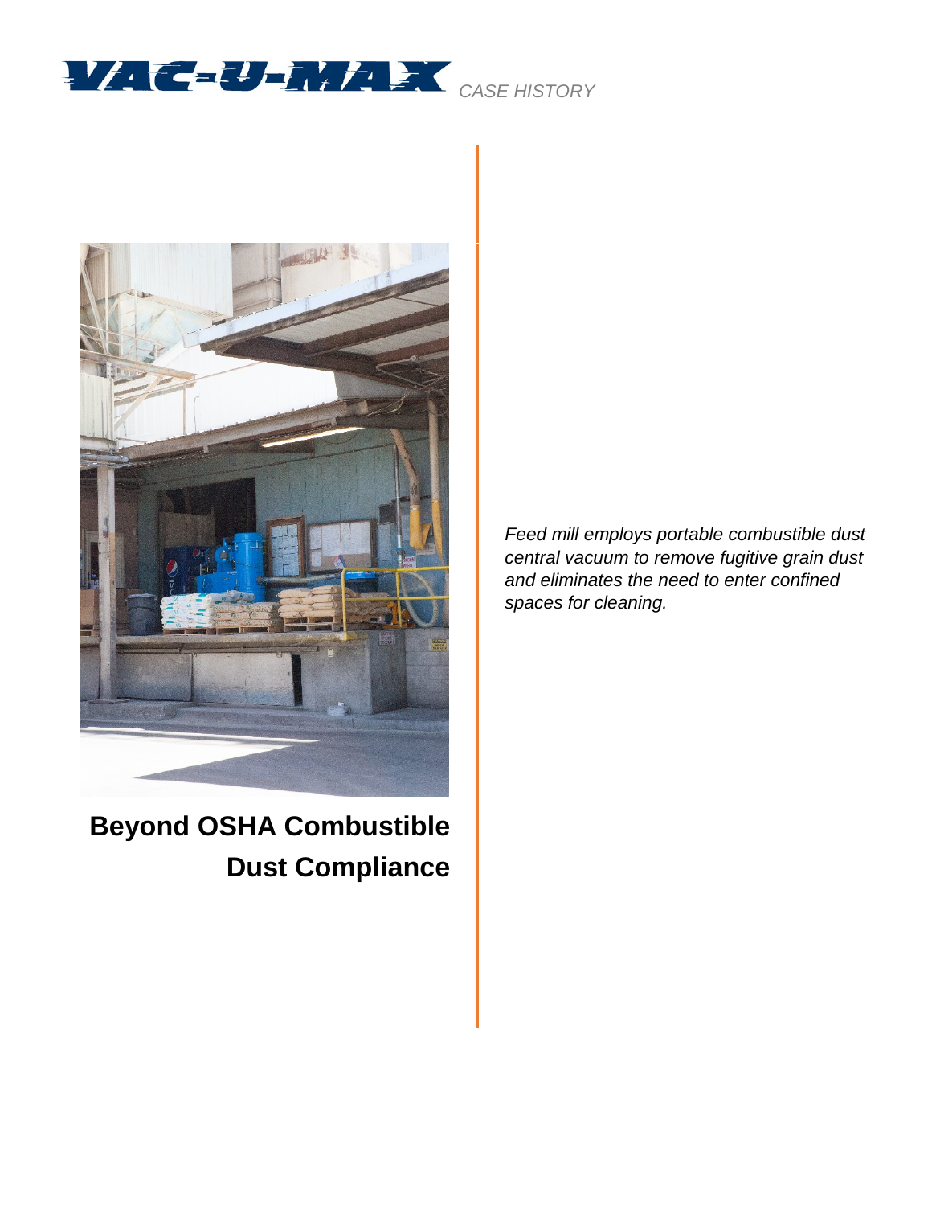VAC-U-MAX CASE HISTORY

# Beyond OSHA Combustible Dust Compliance

*Feed mill employs portable combustible dust central vacuum to remove fugitive grain dust and eliminates the need to enter confined spaces for cleaning.*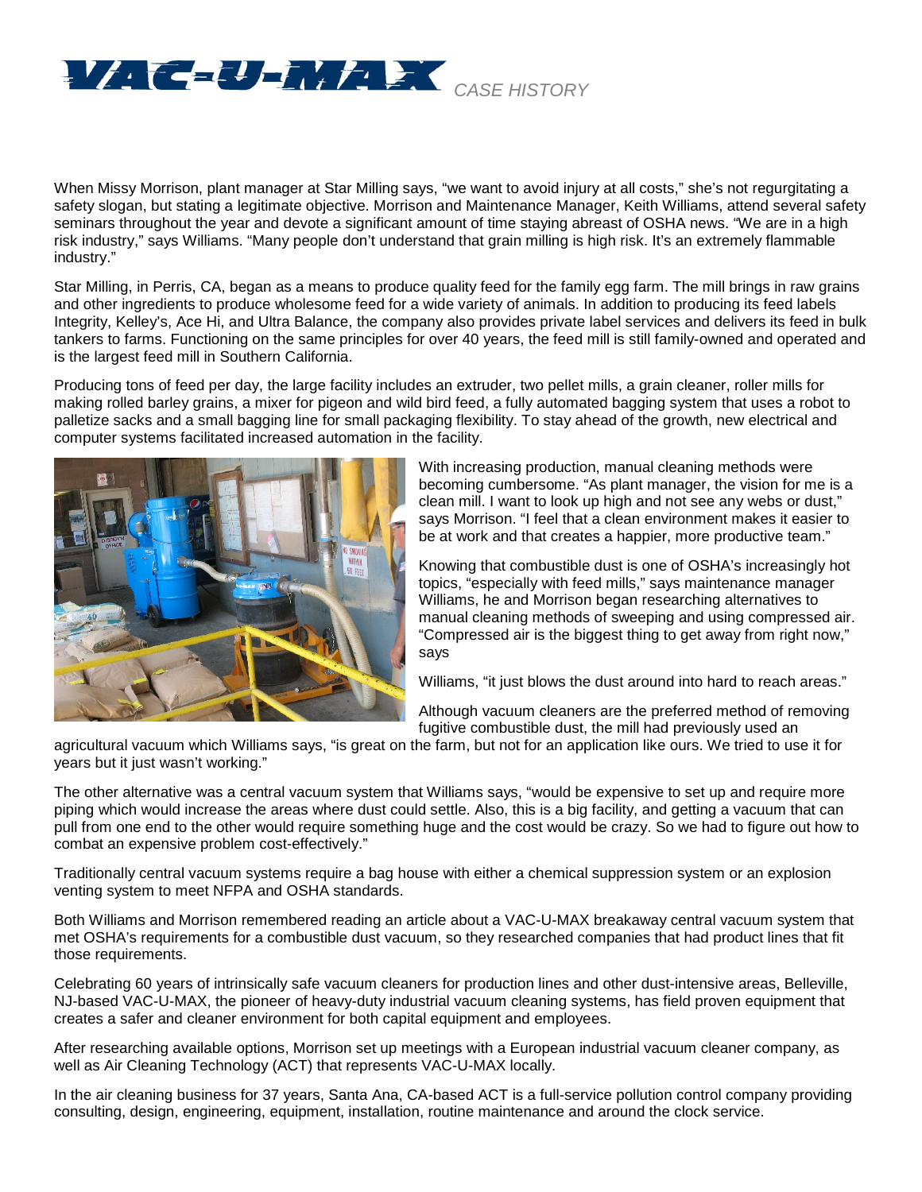# VAC-U-MAX *CASE HISTORY*

When Missy Morrison, plant manager at Star Milling says, "we want to avoid injury at all costs," she's not regurgitating a safety slogan, but stating a legitimate objective. Morrison and Maintenance Manager, Keith Williams, attend several safety seminars throughout the year and devote a significant amount of time staying abreast of OSHA news. "We are in a high risk industry," says Williams. "Many people don't understand that grain milling is high risk. It's an extremely flammable industry."

Star Milling, in Perris, CA, began as a means to produce quality feed for the family egg farm. The mill brings in raw grains and other ingredients to produce wholesome feed for a wide variety of animals. In addition to producing its feed labels Integrity, Kelley's, Ace Hi, and Ultra Balance, the company also provides private label services and delivers its feed in bulk tankers to farms. Functioning on the same principles for over 40 years, the feed mill is still family-owned and operated and is the largest feed mill in Southern California.

Producing tons of feed per day, the large facility includes an extruder, two pellet mills, a grain cleaner, roller mills for making rolled barley grains, a mixer for pigeon and wild bird feed, a fully automated bagging system that uses a robot to palletize sacks and a small bagging line for small packaging flexibility. To stay ahead of the growth, new electrical and computer systems facilitated increased automation in the facility.

With increasing production, manual cleaning methods were becoming cumbersome. "As plant manager, the vision for me is a clean mill. I want to look up high and not see any webs or dust," says Morrison. "I feel that a clean environment makes it easier to be at work and that creates a happier, more productive team."

Knowing that combustible dust is one of OSHA's increasingly hot topics, "especially with feed mills," says maintenance manager Williams, he and Morrison began researching alternatives to manual cleaning methods of sweeping and using compressed air. "Compressed air is the biggest thing to get away from right now," says Williams, "it just blows the dust around into hard to reach areas."

Although vacuum cleaners are the preferred method of removing fugitive combustible dust, the mill had previously used an agricultural vacuum which Williams says, "is great on the farm, but not for an application like ours. We tried to use it for years but it just wasn't working."

The other alternative was a central vacuum system that Williams says, "would be expensive to set up and require more piping which would increase the areas where dust could settle. Also, this is a big facility, and getting a vacuum that can pull from one end to the other would require something huge and the cost would be crazy. So we had to figure out how to combat an expensive problem cost-effectively."

Traditionally central vacuum systems require a bag house with either a chemical suppression system or an explosion venting system to meet NFPA and OSHA standards.

Both Williams and Morrison remembered reading an article about a VAC-U-MAX breakaway central vacuum system that met OSHA's requirements for a combustible dust vacuum, so they researched companies that had product lines that fit those requirements.

Celebrating 60 years of intrinsically safe vacuum cleaners for production lines and other dust-intensive areas, Belleville, NJ-based VAC-U-MAX, the pioneer of heavy-duty industrial vacuum cleaning systems, has field proven equipment that creates a safer and cleaner environment for both capital equipment and employees.

After researching available options, Morrison set up meetings with a European industrial vacuum cleaner company, as well as Air Cleaning Technology (ACT) that represents VAC-U-MAX locally.

In the air cleaning business for 37 years, Santa Ana, CA-based ACT is a full-service pollution control company providing consulting, design, engineering, equipment, installation, routine maintenance and around the clock service.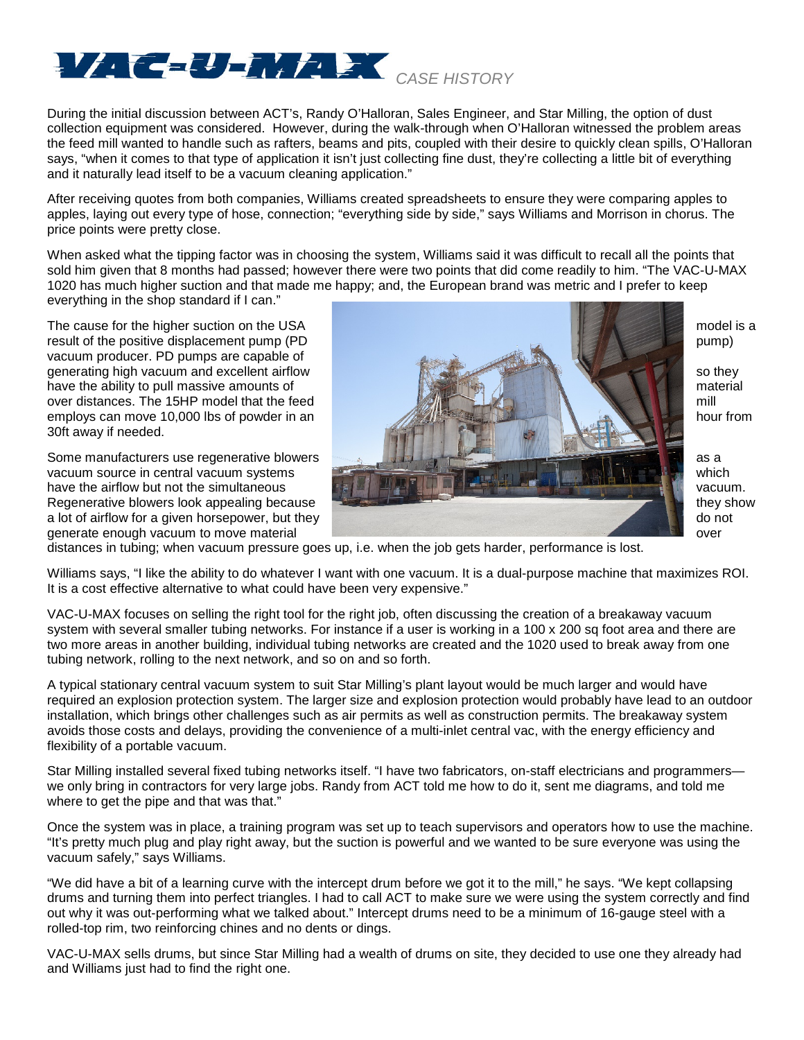# VAC-U-MAX *CASE HISTORY*

During the initial discussion between ACT's, Randy O'Halloran, Sales Engineer, and Star Milling, the option of dust collection equipment was considered. However, during the walk-through when O'Halloran witnessed the problem areas the feed mill wanted to handle such as rafters, beams and pits, coupled with their desire to quickly clean spills, O'Halloran says, "when it comes to that type of application it isn't just collecting fine dust, they're collecting a little bit of everything and it naturally lead itself to be a vacuum cleaning application."

After receiving quotes from both companies, Williams created spreadsheets to ensure they were comparing apples to apples, laying out every type of hose, connection; "everything side by side," says Williams and Morrison in chorus. The price points were pretty close.

When asked what the tipping factor was in choosing the system, Williams said it was difficult to recall all the points that sold him given that 8 months had passed; however there were two points that did come readily to him. "The VAC-U-MAX 1020 has much higher suction and that made me happy; and, the European brand was metric and I prefer to keep everything in the shop standard if I can."

The cause for the higher suction on the USA model is a result of the positive displacement pump (PD pump) vacuum producer. PD pumps are capable of generating high vacuum and excellent airflow so they have the ability to pull massive amounts of material over distances. The 15HP model that the feed mill employs can move 10,000 lbs of powder in an hour from 30ft away if needed.

Some manufacturers use regenerative blowers as a vacuum source in central vacuum systems which have the airflow but not the simultaneous vacuum. Regenerative blowers look appealing because they show a lot of airflow for a given horsepower, but they do not generate enough vacuum to move material over distances in tubing; when vacuum pressure goes up, i.e. when the job gets harder, performance is lost.

Williams says, "I like the ability to do whatever I want with one vacuum. It is a dual-purpose machine that maximizes ROI. It is a cost effective alternative to what could have been very expensive."

VAC-U-MAX focuses on selling the right tool for the right job, often discussing the creation of a breakaway vacuum system with several smaller tubing networks. For instance if a user is working in a 100 x 200 sq foot area and there are two more areas in another building, individual tubing networks are created and the 1020 used to break away from one tubing network, rolling to the next network, and so on and so forth.

A typical stationary central vacuum system to suit Star Milling's plant layout would be much larger and would have required an explosion protection system. The larger size and explosion protection would probably have lead to an outdoor installation, which brings other challenges such as air permits as well as construction permits. The breakaway system avoids those costs and delays, providing the convenience of a multi-inlet central vac, with the energy efficiency and flexibility of a portable vacuum.

Star Milling installed several fixed tubing networks itself. "I have two fabricators, on-staff electricians and programmers—we only bring in contractors for very large jobs. Randy from ACT told me how to do it, sent me diagrams, and told me where to get the pipe and that was that."

Once the system was in place, a training program was set up to teach supervisors and operators how to use the machine. "It's pretty much plug and play right away, but the suction is powerful and we wanted to be sure everyone was using the vacuum safely," says Williams.

"We did have a bit of a learning curve with the intercept drum before we got it to the mill," he says. "We kept collapsing drums and turning them into perfect triangles. I had to call ACT to make sure we were using the system correctly and find out why it was out-performing what we talked about." Intercept drums need to be a minimum of 16-gauge steel with a rolled-top rim, two reinforcing chines and no dents or dings.

VAC-U-MAX sells drums, but since Star Milling had a wealth of drums on site, they decided to use one they already had and Williams just had to find the right one.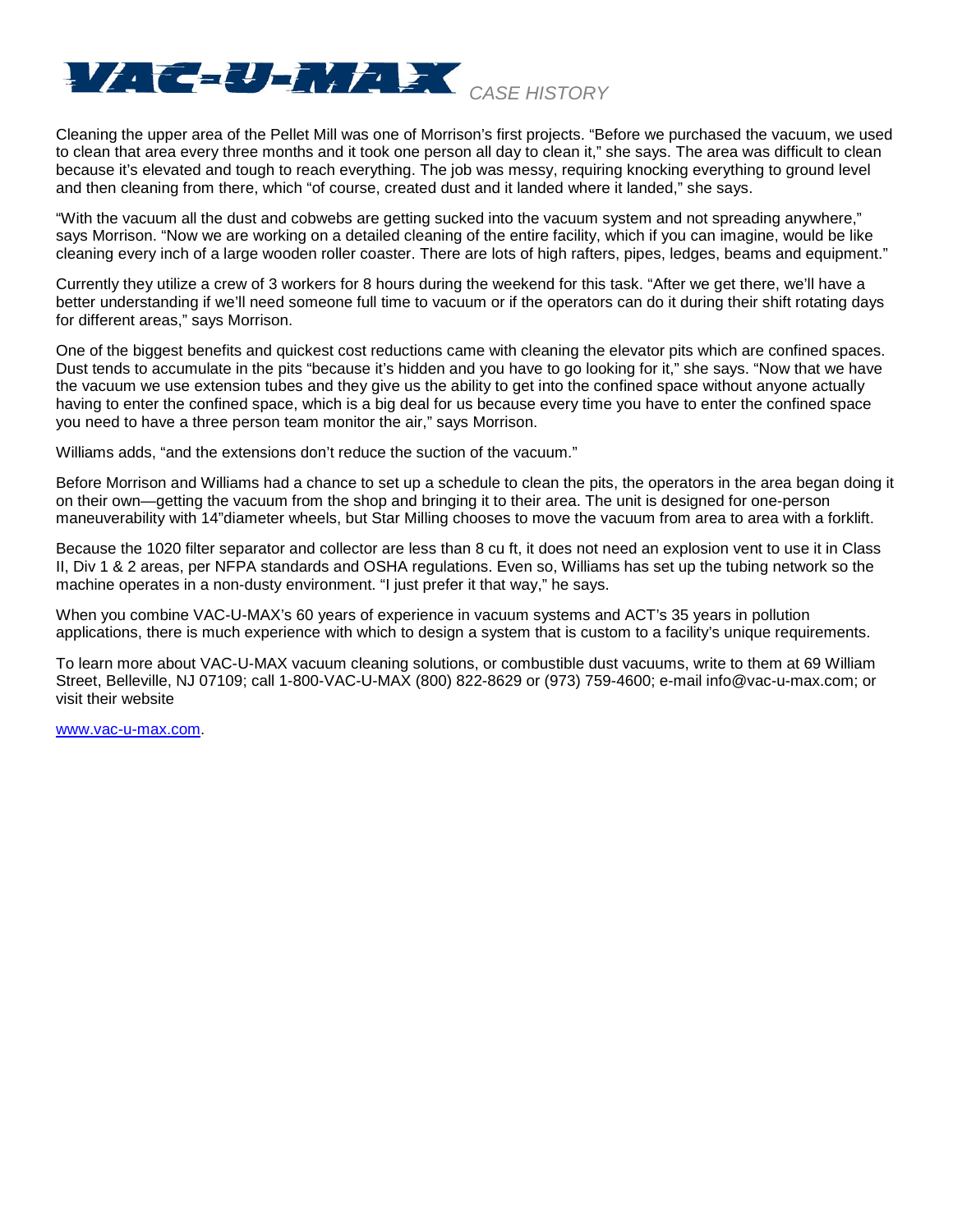Cleaning the upper area of the Pellet Mill was one of Morrison's first projects. "Before we purchased the vacuum, we used to clean that area every three months and it took one person all day to clean it," she says. The area was difficult to clean because it's elevated and tough to reach everything. The job was messy, requiring knocking everything to ground level and then cleaning from there, which "of course, created dust and it landed where it landed," she says.

"With the vacuum all the dust and cobwebs are getting sucked into the vacuum system and not spreading anywhere," says Morrison. "Now we are working on a detailed cleaning of the entire facility, which if you can imagine, would be like cleaning every inch of a large wooden roller coaster. There are lots of high rafters, pipes, ledges, beams and equipment."

Currently they utilize a crew of 3 workers for 8 hours during the weekend for this task. "After we get there, we'll have a better understanding if we'll need someone full time to vacuum or if the operators can do it during their shift rotating days for different areas," says Morrison.

One of the biggest benefits and quickest cost reductions came with cleaning the elevator pits which are confined spaces. Dust tends to accumulate in the pits "because it's hidden and you have to go looking for it," she says. "Now that we have the vacuum we use extension tubes and they give us the ability to get into the confined space without anyone actually having to enter the confined space, which is a big deal for us because every time you have to enter the confined space you need to have a three person team monitor the air," says Morrison.

Williams adds, "and the extensions don't reduce the suction of the vacuum."

Before Morrison and Williams had a chance to set up a schedule to clean the pits, the operators in the area began doing it on their own—getting the vacuum from the shop and bringing it to their area. The unit is designed for one-person maneuverability with 14"diameter wheels, but Star Milling chooses to move the vacuum from area to area with a forklift.

Because the 1020 filter separator and collector are less than 8 cu ft, it does not need an explosion vent to use it in Class II, Div 1 & 2 areas, per NFPA standards and OSHA regulations. Even so, Williams has set up the tubing network so the machine operates in a non-dusty environment. "I just prefer it that way," he says.

When you combine VAC-U-MAX's 60 years of experience in vacuum systems and ACT's 35 years in pollution applications, there is much experience with which to design a system that is custom to a facility's unique requirements.

To learn more about VAC-U-MAX vacuum cleaning solutions, or combustible dust vacuums, write to them at 69 William Street, Belleville, NJ 07109; call 1-800-VAC-U-MAX (800) 822-8629 or (973) 759-4600; e-mail info@vac-u-max.com; or visit their website

www.vac-u-max.com.